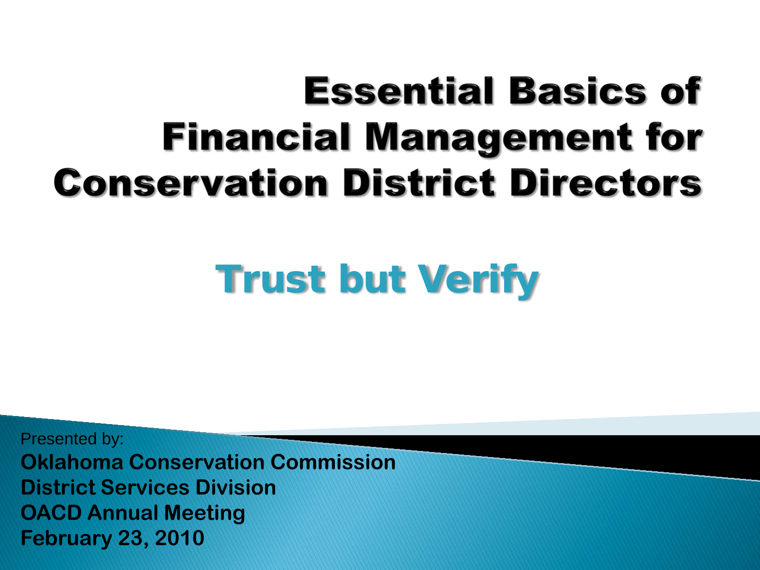# Essential Basics of Financial Management for Conservation District Directors

## Trust but Verify

Presented by:

**Oklahoma Conservation Commission**
**District Services Division**
**OACD Annual Meeting**
**February 23, 2010**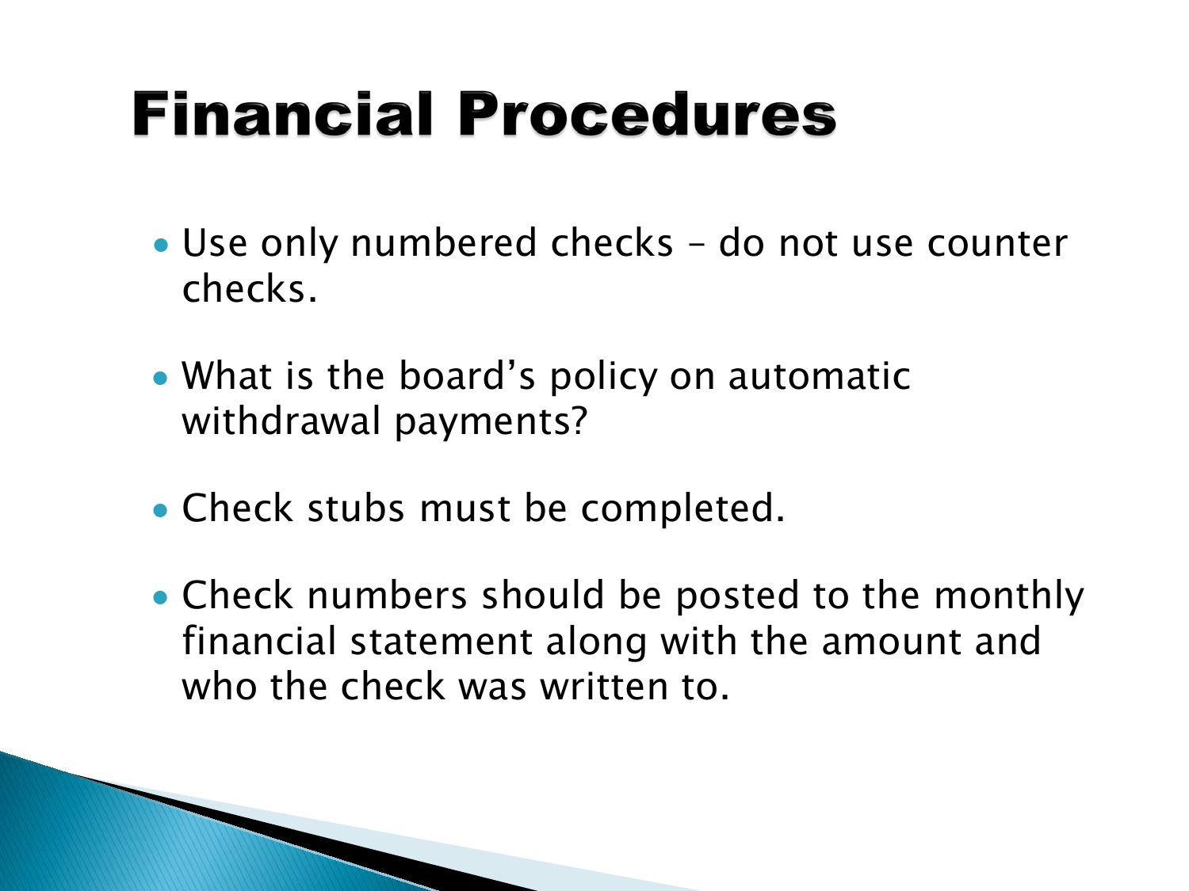# Financial Procedures

- Use only numbered checks – do not use counter checks.
- What is the board's policy on automatic withdrawal payments?
- Check stubs must be completed.
- Check numbers should be posted to the monthly financial statement along with the amount and who the check was written to.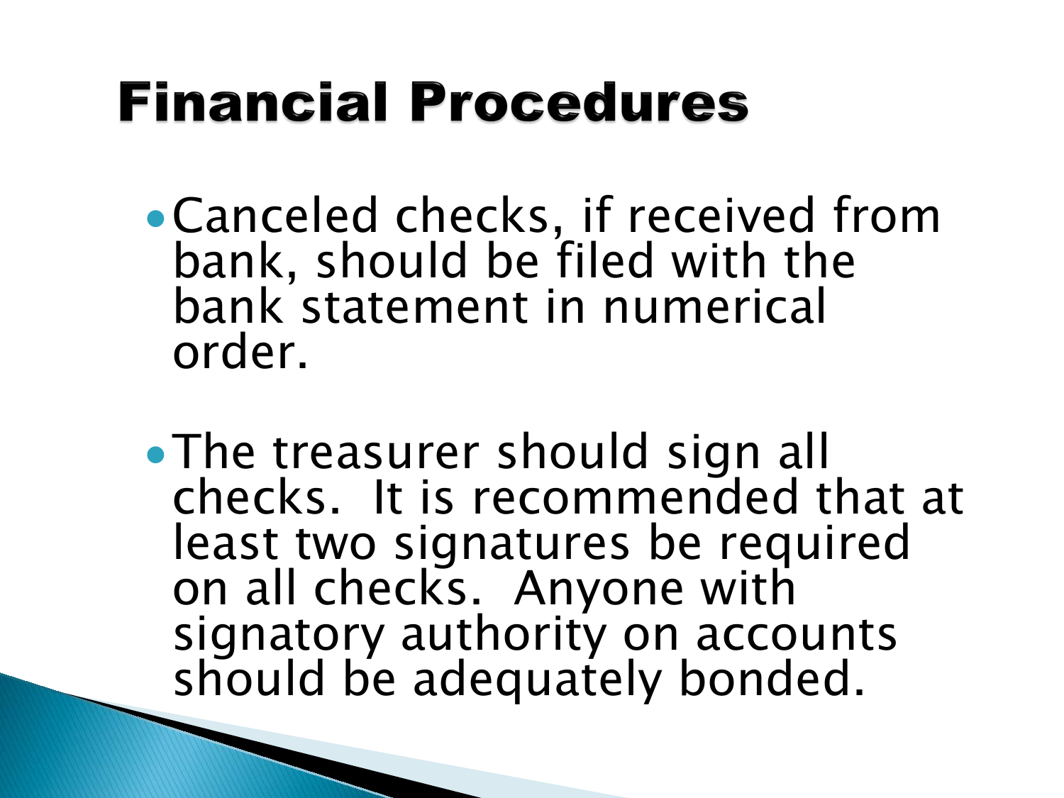# Financial Procedures

- Canceled checks, if received from bank, should be filed with the bank statement in numerical order.

- The treasurer should sign all checks. It is recommended that at least two signatures be required on all checks. Anyone with signatory authority on accounts should be adequately bonded.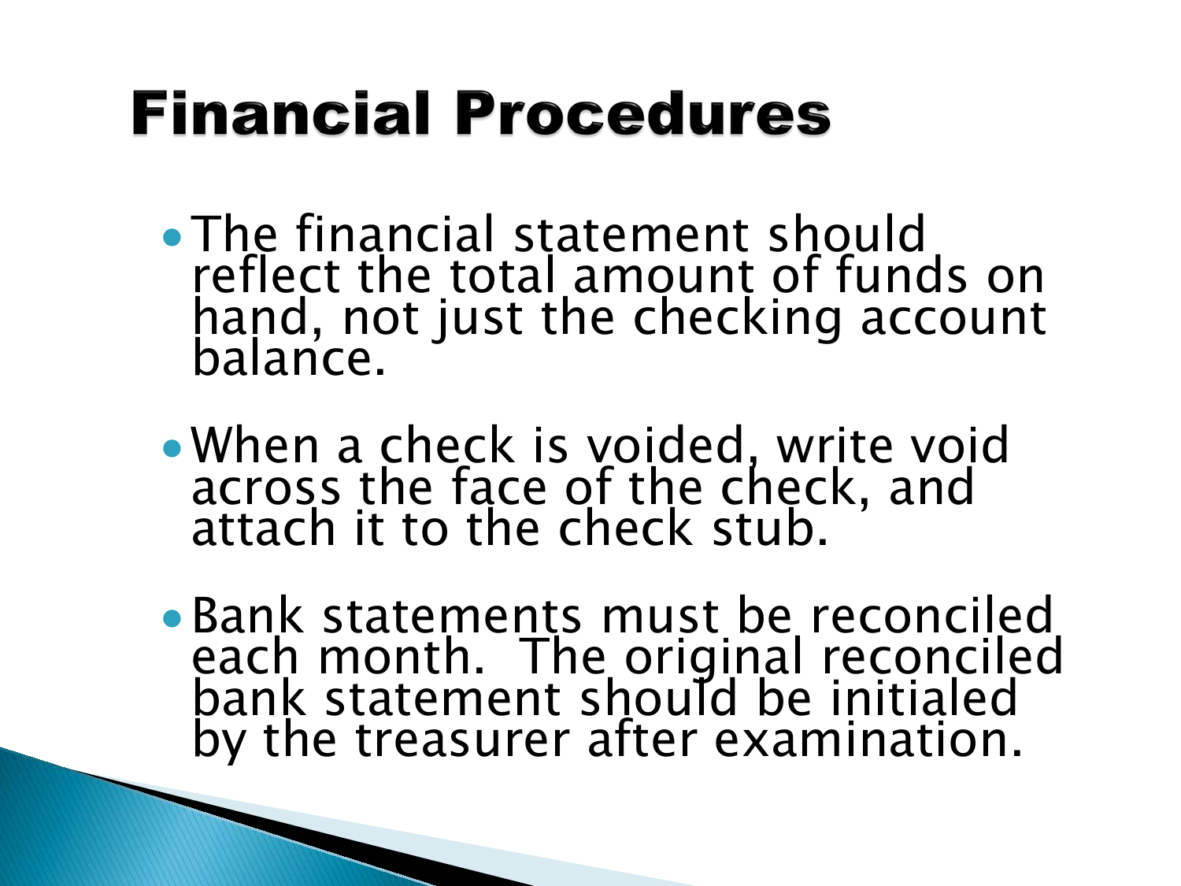# Financial Procedures

- The financial statement should reflect the total amount of funds on hand, not just the checking account balance.
- When a check is voided, write void across the face of the check, and attach it to the check stub.
- Bank statements must be reconciled each month.  The original reconciled bank statement should be initialed by the treasurer after examination.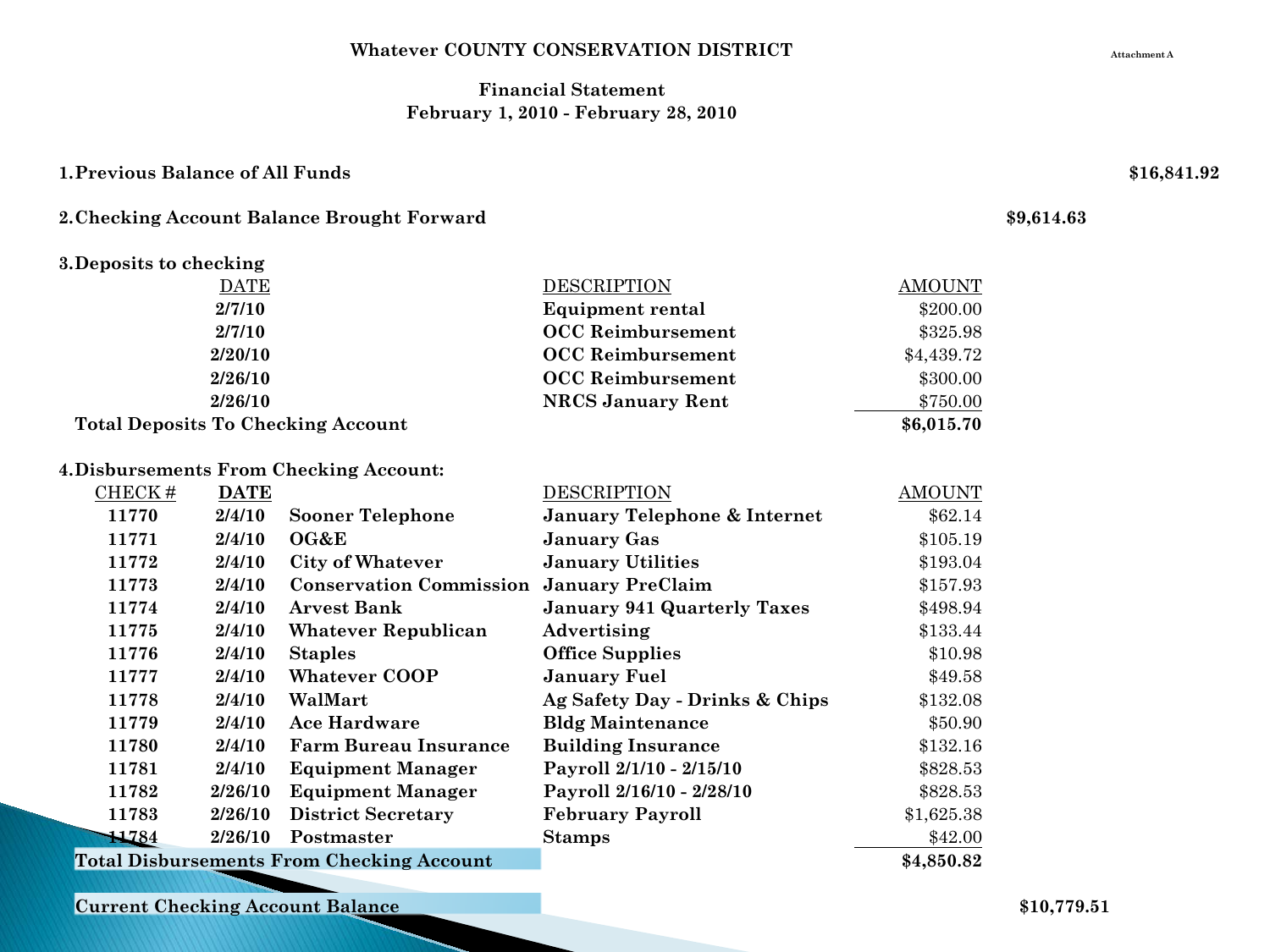# Whatever COUNTY CONSERVATION DISTRICT

Attachment A

## Financial Statement
## February 1, 2010 - February 28, 2010

**1. Previous Balance of All Funds** — **$16,841.92**

**2. Checking Account Balance Brought Forward** — **$9,614.63**

**3. Deposits to checking**

| DATE | DESCRIPTION | AMOUNT |
|---|---|---|
| 2/7/10 | Equipment rental | $200.00 |
| 2/7/10 | OCC Reimbursement | $325.98 |
| 2/20/10 | OCC Reimbursement | $4,439.72 |
| 2/26/10 | OCC Reimbursement | $300.00 |
| 2/26/10 | NRCS January Rent | $750.00 |
| **Total Deposits To Checking Account** | | **$6,015.70** |

**4. Disbursements From Checking Account:**

| CHECK # | DATE | | DESCRIPTION | AMOUNT |
|---|---|---|---|---|
| 11770 | 2/4/10 | Sooner Telephone | January Telephone & Internet | $62.14 |
| 11771 | 2/4/10 | OG&E | January Gas | $105.19 |
| 11772 | 2/4/10 | City of Whatever | January Utilities | $193.04 |
| 11773 | 2/4/10 | Conservation Commission | January PreClaim | $157.93 |
| 11774 | 2/4/10 | Arvest Bank | January 941 Quarterly Taxes | $498.94 |
| 11775 | 2/4/10 | Whatever Republican | Advertising | $133.44 |
| 11776 | 2/4/10 | Staples | Office Supplies | $10.98 |
| 11777 | 2/4/10 | Whatever COOP | January Fuel | $49.58 |
| 11778 | 2/4/10 | WalMart | Ag Safety Day - Drinks & Chips | $132.08 |
| 11779 | 2/4/10 | Ace Hardware | Bldg Maintenance | $50.90 |
| 11780 | 2/4/10 | Farm Bureau Insurance | Building Insurance | $132.16 |
| 11781 | 2/4/10 | Equipment Manager | Payroll 2/1/10 - 2/15/10 | $828.53 |
| 11782 | 2/26/10 | Equipment Manager | Payroll 2/16/10 - 2/28/10 | $828.53 |
| 11783 | 2/26/10 | District Secretary | February Payroll | $1,625.38 |
| 11784 | 2/26/10 | Postmaster | Stamps | $42.00 |
| **Total Disbursements From Checking Account** | | | | **$4,850.82** |

**Current Checking Account Balance** — **$10,779.51**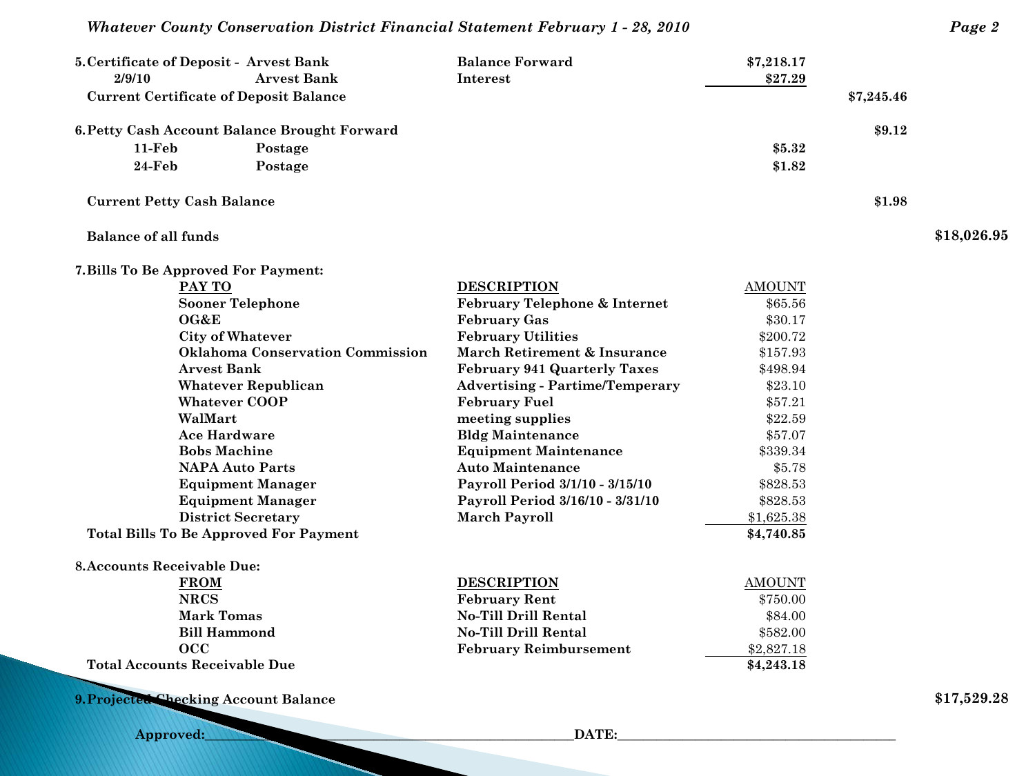**5. Certificate of Deposit - Arvest Bank**

| | | | | | |
|---|---|---|---|---|---|
| **5. Certificate of Deposit - Arvest Bank** | | **Balance Forward** | **$7,218.17** | | |
| **2/9/10** | **Arvest Bank** | **Interest** | **$27.29** | | |
| **Current Certificate of Deposit Balance** | | | | **$7,245.46** | |
| **6. Petty Cash Account Balance Brought Forward** | | | | **$9.12** | |
| **11-Feb** | **Postage** | | **$5.32** | | |
| **24-Feb** | **Postage** | | **$1.82** | | |
| **Current Petty Cash Balance** | | | | **$1.98** | |
| **Balance of all funds** | | | | | **$18,026.95** |

**7. Bills To Be Approved For Payment:**

| PAY TO | DESCRIPTION | AMOUNT |
|---|---|---|
| **Sooner Telephone** | **February Telephone & Internet** | $65.56 |
| **OG&E** | **February Gas** | $30.17 |
| **City of Whatever** | **February Utilities** | $200.72 |
| **Oklahoma Conservation Commission** | **March Retirement & Insurance** | $157.93 |
| **Arvest Bank** | **February 941 Quarterly Taxes** | $498.94 |
| **Whatever Republican** | **Advertising - Partime/Temperary** | $23.10 |
| **Whatever COOP** | **February Fuel** | $57.21 |
| **WalMart** | **meeting supplies** | $22.59 |
| **Ace Hardware** | **Bldg Maintenance** | $57.07 |
| **Bobs Machine** | **Equipment Maintenance** | $339.34 |
| **NAPA Auto Parts** | **Auto Maintenance** | $5.78 |
| **Equipment Manager** | **Payroll Period 3/1/10 - 3/15/10** | $828.53 |
| **Equipment Manager** | **Payroll Period 3/16/10 - 3/31/10** | $828.53 |
| **District Secretary** | **March Payroll** | $1,625.38 |
| **Total Bills To Be Approved For Payment** | | **$4,740.85** |

**8. Accounts Receivable Due:**

| FROM | DESCRIPTION | AMOUNT |
|---|---|---|
| **NRCS** | **February Rent** | $750.00 |
| **Mark Tomas** | **No-Till Drill Rental** | $84.00 |
| **Bill Hammond** | **No-Till Drill Rental** | $582.00 |
| **OCC** | **February Reimbursement** | $2,827.18 |
| **Total Accounts Receivable Due** | | **$4,243.18** |

**9. Projected Checking Account Balance** **$17,529.28**

**Approved:**\_\_\_\_\_\_\_\_\_\_\_\_\_\_\_\_\_\_\_\_\_\_\_\_\_\_\_\_\_\_\_\_\_\_\_\_\_\_**DATE:**\_\_\_\_\_\_\_\_\_\_\_\_\_\_\_\_\_\_\_\_\_\_\_\_\_\_\_\_\_\_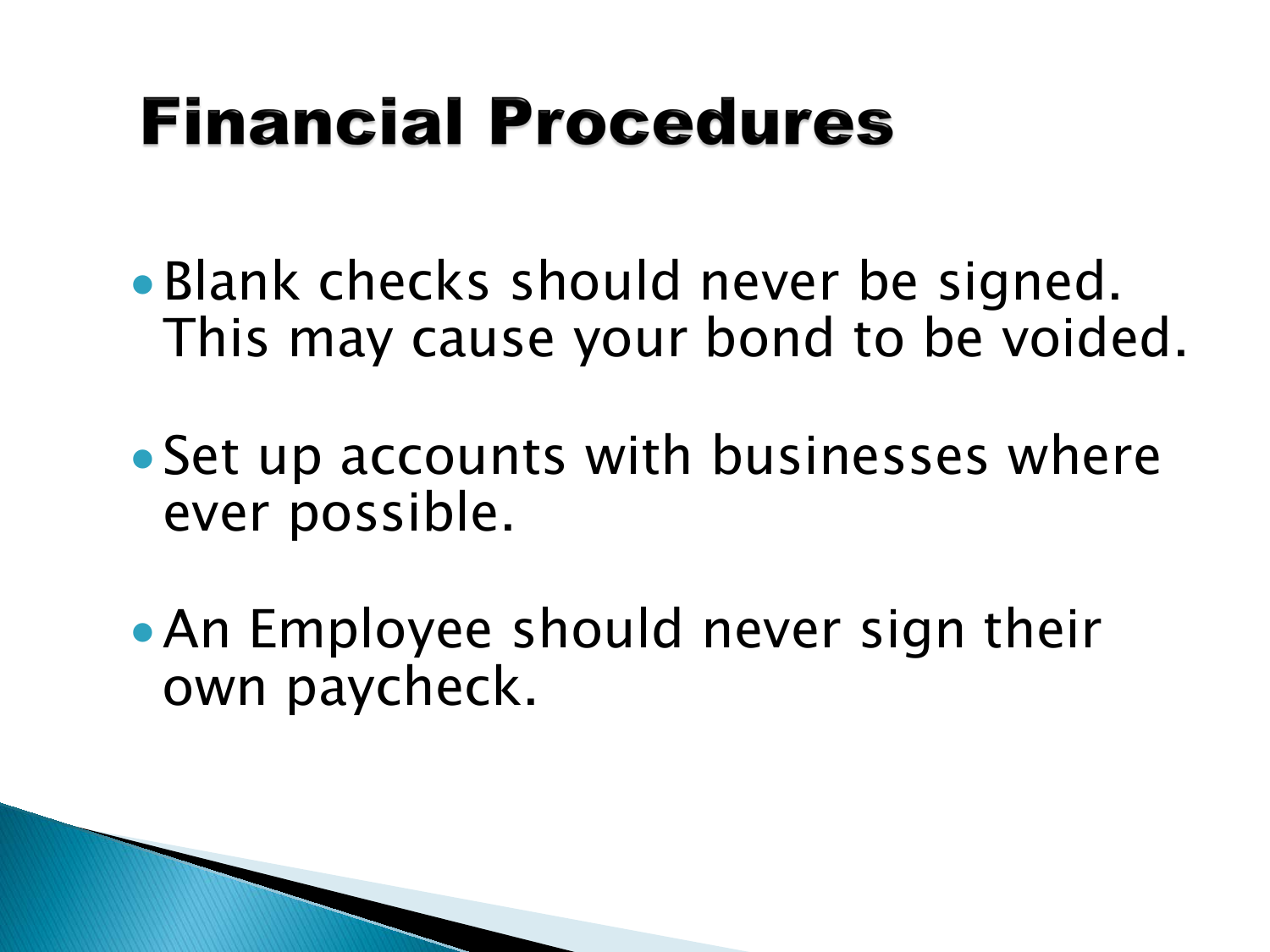# Financial Procedures

- Blank checks should never be signed. This may cause your bond to be voided.
- Set up accounts with businesses where ever possible.
- An Employee should never sign their own paycheck.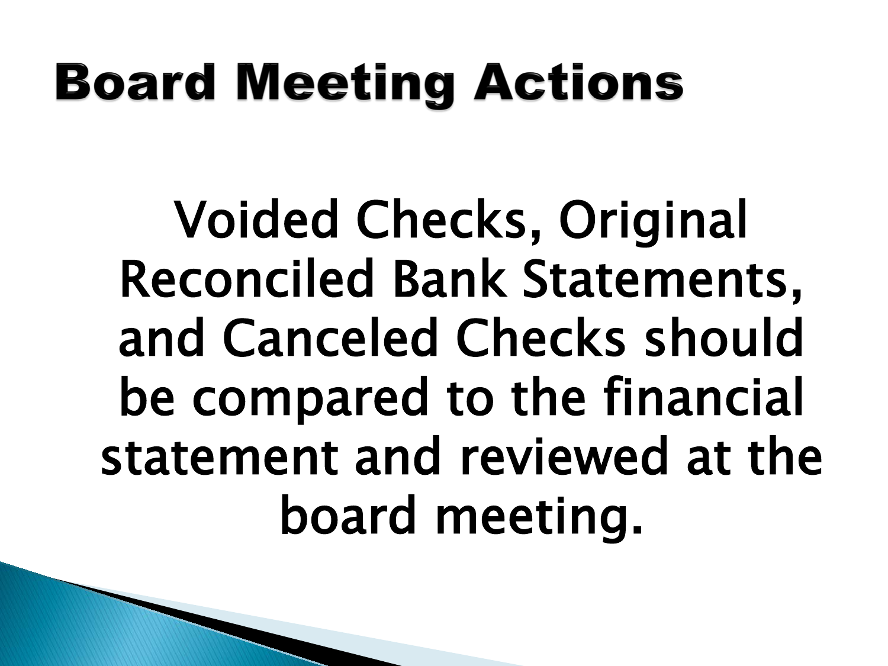# Board Meeting Actions

Voided Checks, Original Reconciled Bank Statements, and Canceled Checks should be compared to the financial statement and reviewed at the board meeting.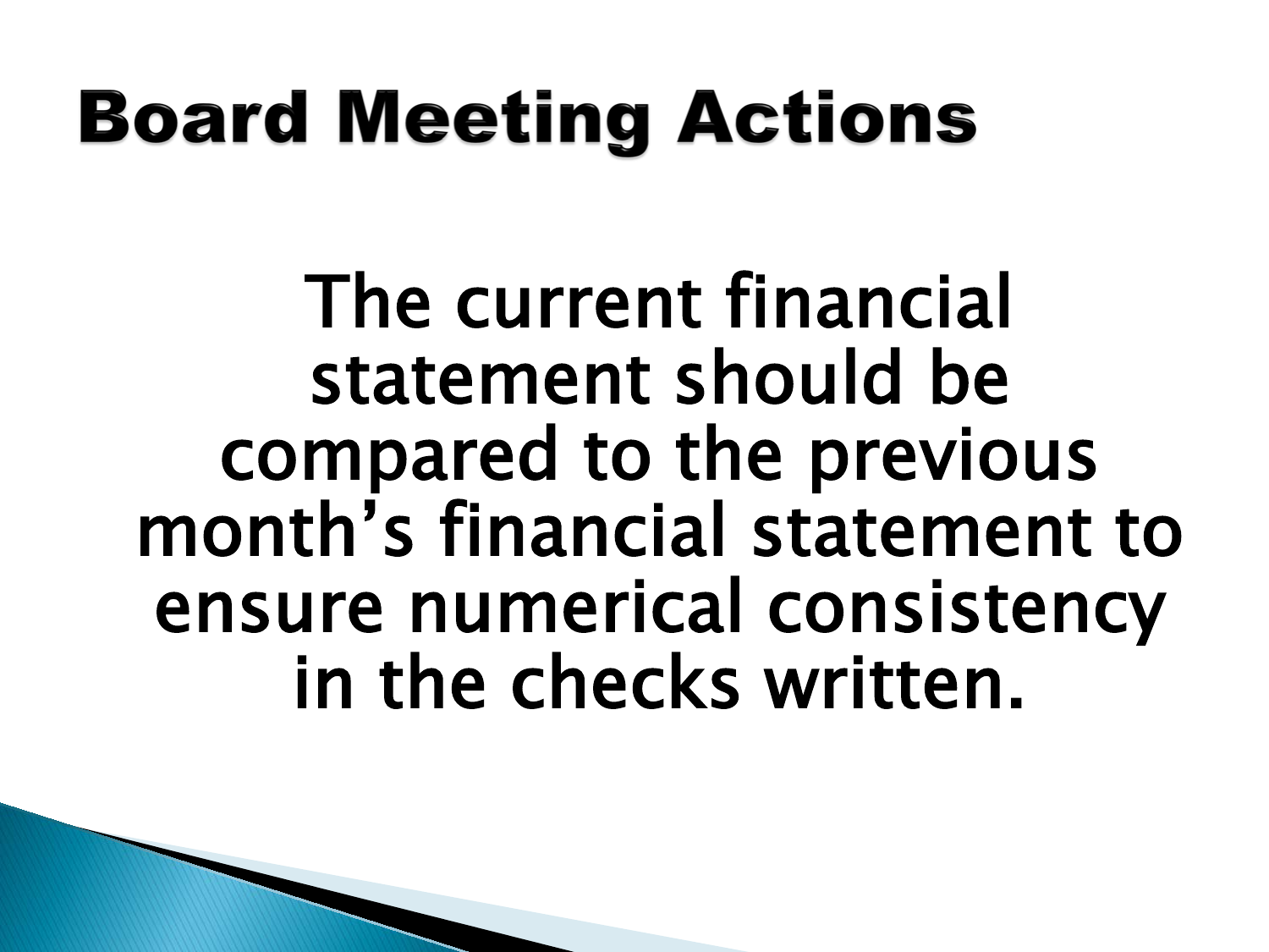# Board Meeting Actions

The current financial statement should be compared to the previous month's financial statement to ensure numerical consistency in the checks written.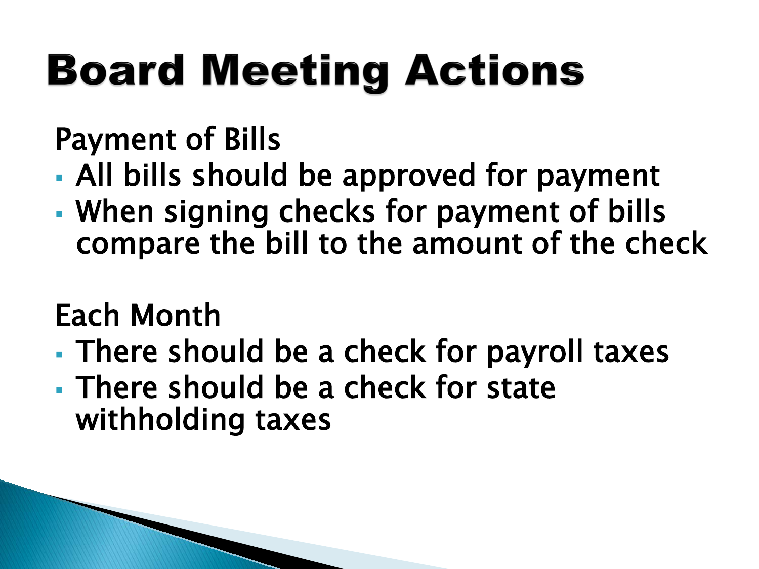# Board Meeting Actions

Payment of Bills

- All bills should be approved for payment
- When signing checks for payment of bills compare the bill to the amount of the check

Each Month

- There should be a check for payroll taxes
- There should be a check for state withholding taxes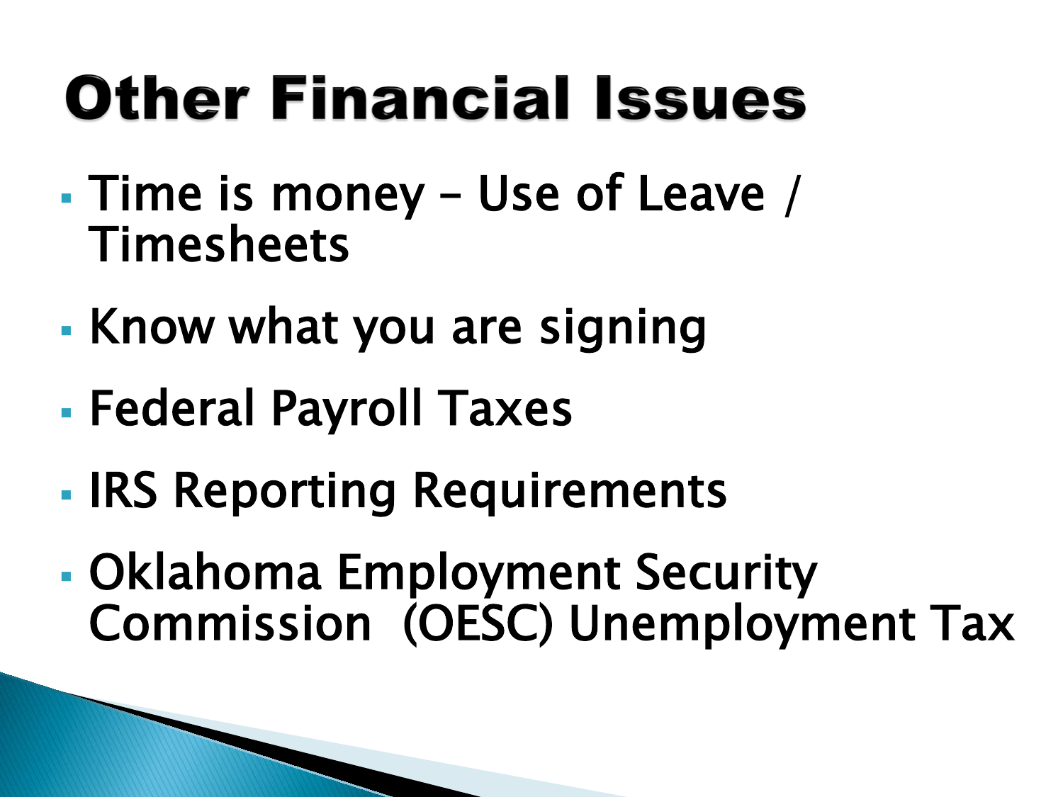# Other Financial Issues

- Time is money – Use of Leave / Timesheets
- Know what you are signing
- Federal Payroll Taxes
- IRS Reporting Requirements
- Oklahoma Employment Security Commission (OESC) Unemployment Tax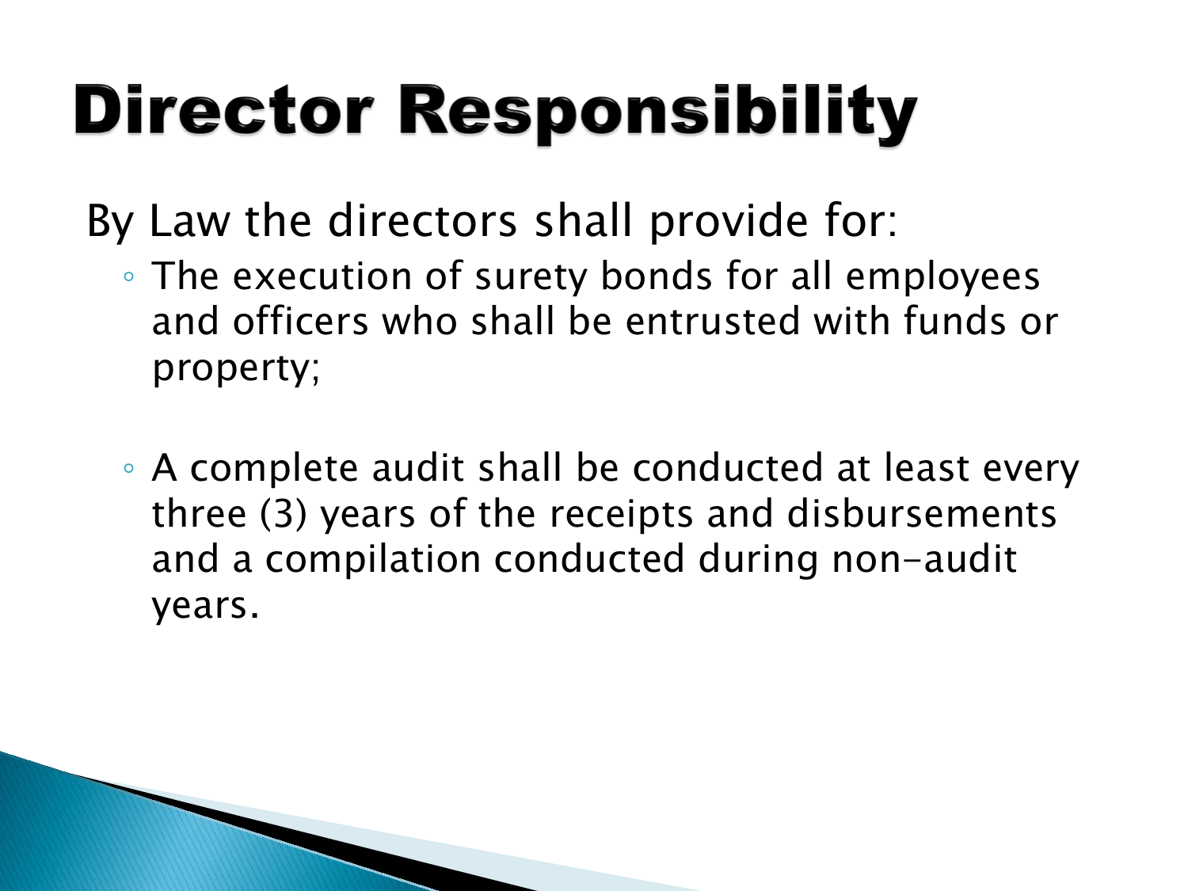# Director Responsibility

By Law the directors shall provide for:

- The execution of surety bonds for all employees and officers who shall be entrusted with funds or property;

- A complete audit shall be conducted at least every three (3) years of the receipts and disbursements and a compilation conducted during non-audit years.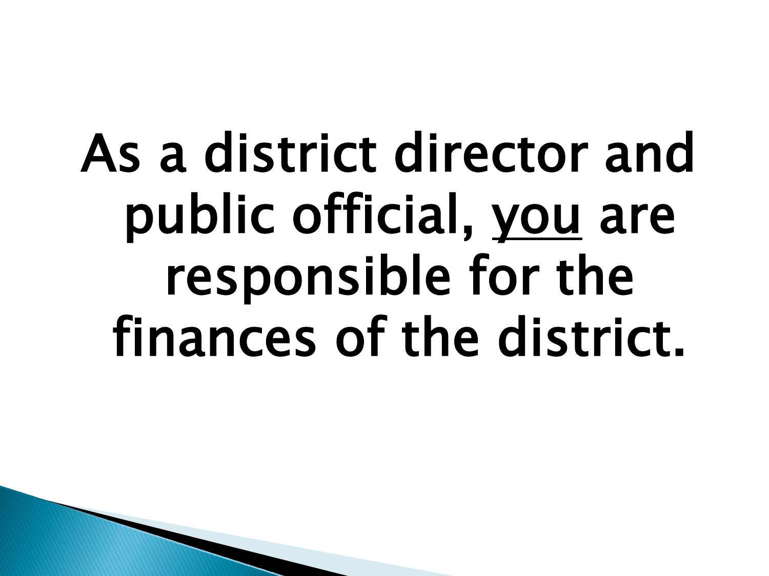As a district director and public official, <u>you</u> are responsible for the finances of the district.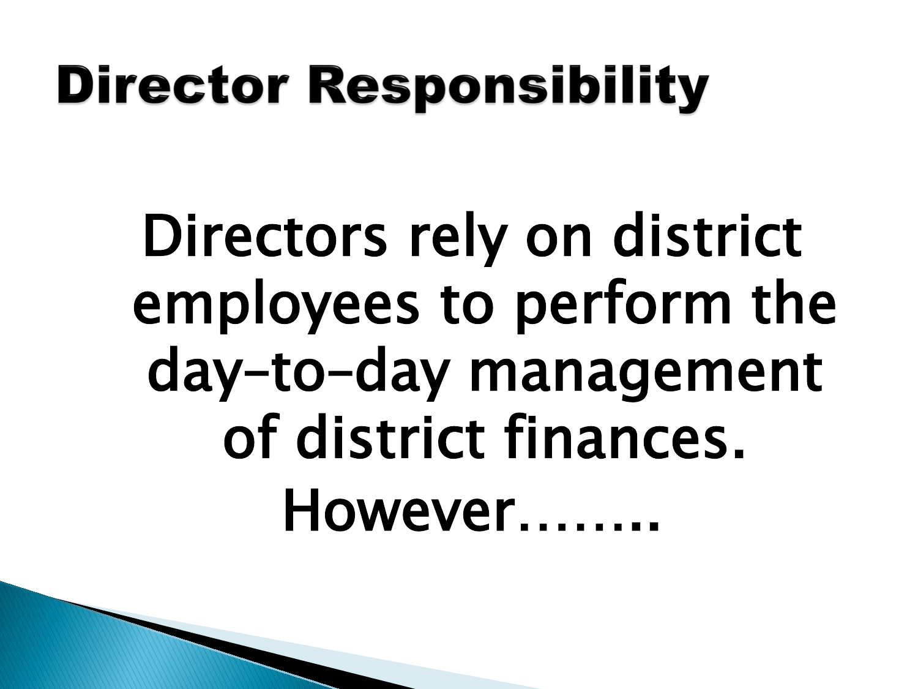# Director Responsibility

Directors rely on district employees to perform the day-to-day management of district finances. However……..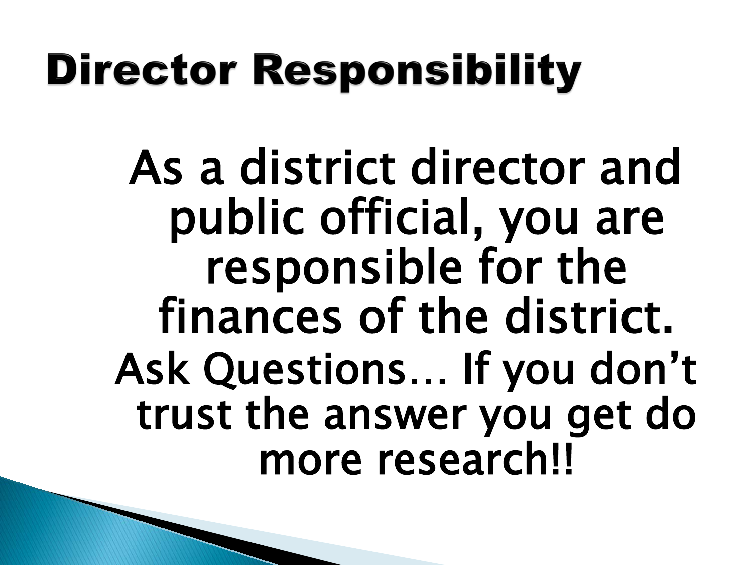# Director Responsibility

As a district director and public official, you are responsible for the finances of the district.

Ask Questions… If you don't trust the answer you get do more research!!